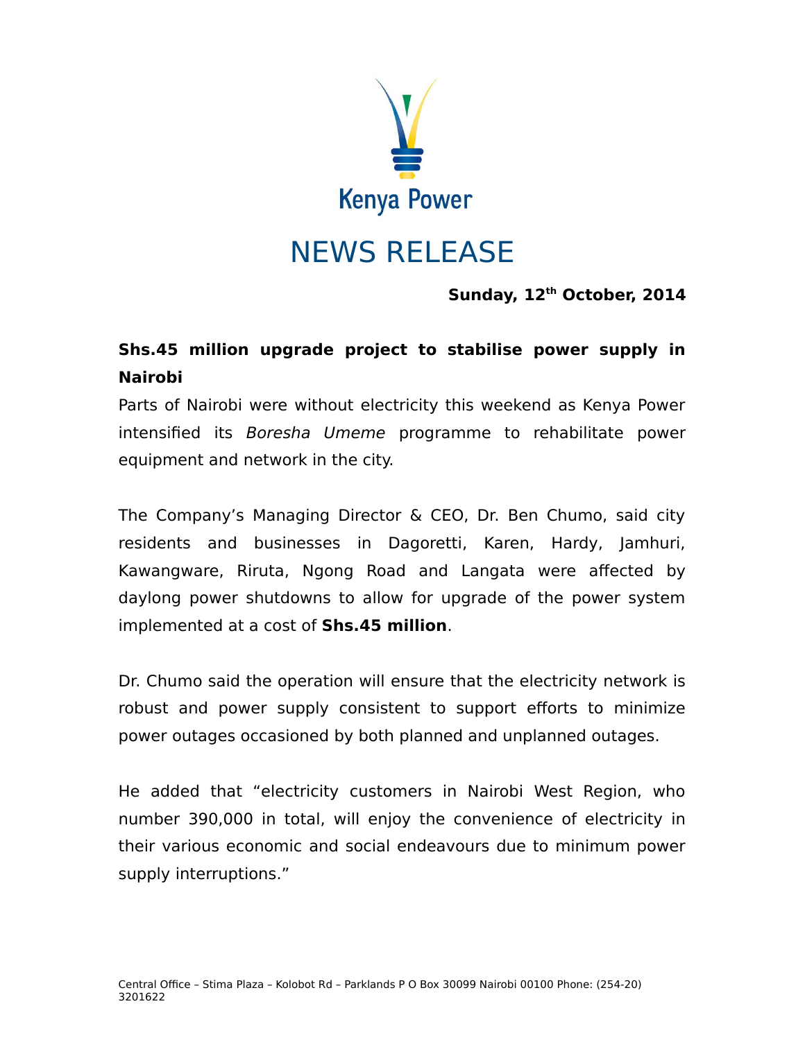Kenya Power

# NEWS RELEASE

**Sunday, 12th October, 2014**

**Shs.45 million upgrade project to stabilise power supply in Nairobi**

Parts of Nairobi were without electricity this weekend as Kenya Power intensified its *Boresha Umeme* programme to rehabilitate power equipment and network in the city.

The Company's Managing Director & CEO, Dr. Ben Chumo, said city residents and businesses in Dagoretti, Karen, Hardy, Jamhuri, Kawangware, Riruta, Ngong Road and Langata were affected by daylong power shutdowns to allow for upgrade of the power system implemented at a cost of **Shs.45 million**.

Dr. Chumo said the operation will ensure that the electricity network is robust and power supply consistent to support efforts to minimize power outages occasioned by both planned and unplanned outages.

He added that "electricity customers in Nairobi West Region, who number 390,000 in total, will enjoy the convenience of electricity in their various economic and social endeavours due to minimum power supply interruptions."

Central Office – Stima Plaza – Kolobot Rd – Parklands P O Box 30099 Nairobi 00100 Phone: (254-20) 3201622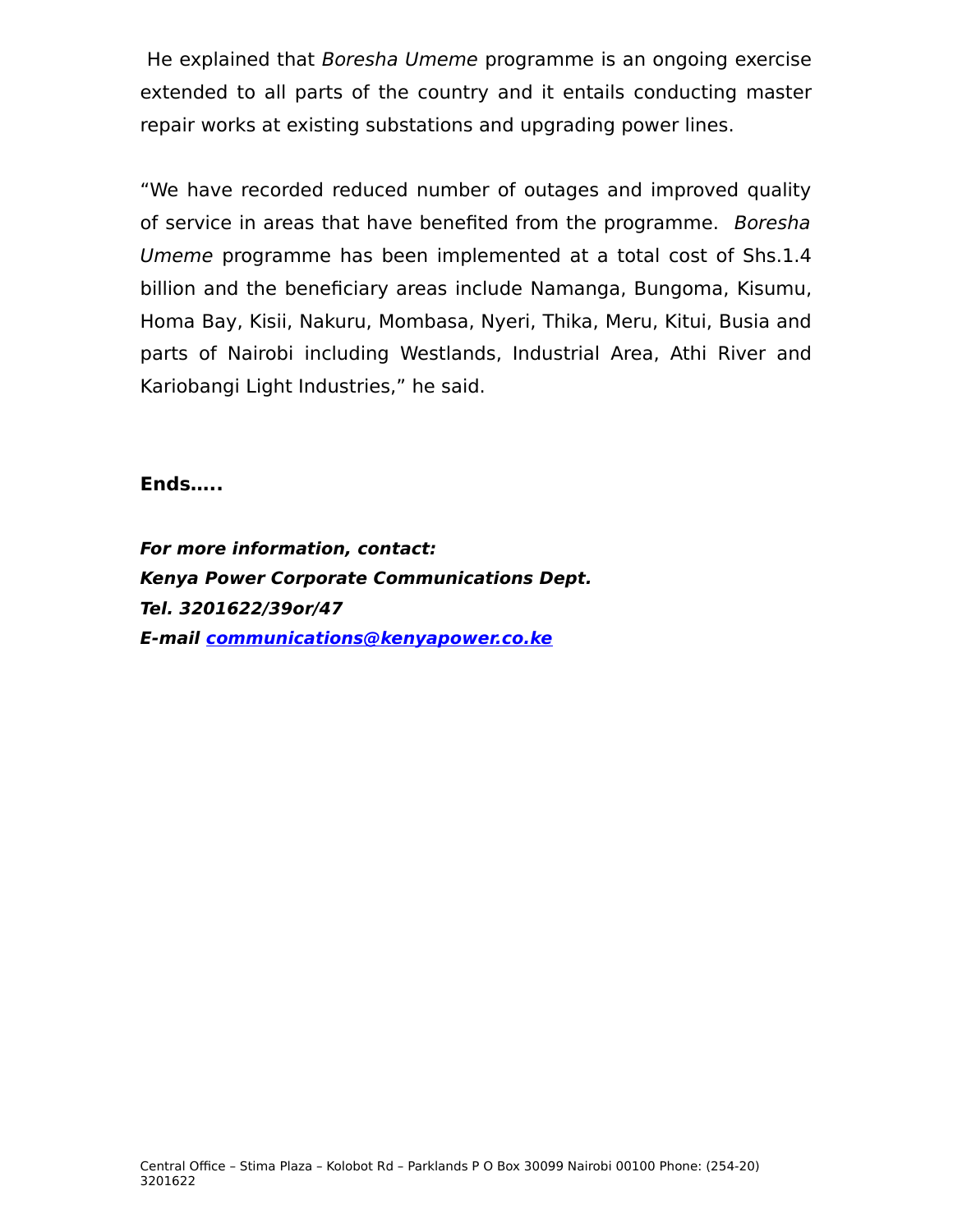He explained that *Boresha Umeme* programme is an ongoing exercise extended to all parts of the country and it entails conducting master repair works at existing substations and upgrading power lines.

"We have recorded reduced number of outages and improved quality of service in areas that have benefited from the programme. *Boresha Umeme* programme has been implemented at a total cost of Shs.1.4 billion and the beneficiary areas include Namanga, Bungoma, Kisumu, Homa Bay, Kisii, Nakuru, Mombasa, Nyeri, Thika, Meru, Kitui, Busia and parts of Nairobi including Westlands, Industrial Area, Athi River and Kariobangi Light Industries," he said.

**Ends…..**

***For more information, contact:***
***Kenya Power Corporate Communications Dept.***
***Tel. 3201622/39or/47***
***E-mail [communications@kenyapower.co.ke](mailto:communications@kenyapower.co.ke)***

Central Office – Stima Plaza – Kolobot Rd – Parklands P O Box 30099 Nairobi 00100 Phone: (254-20) 3201622